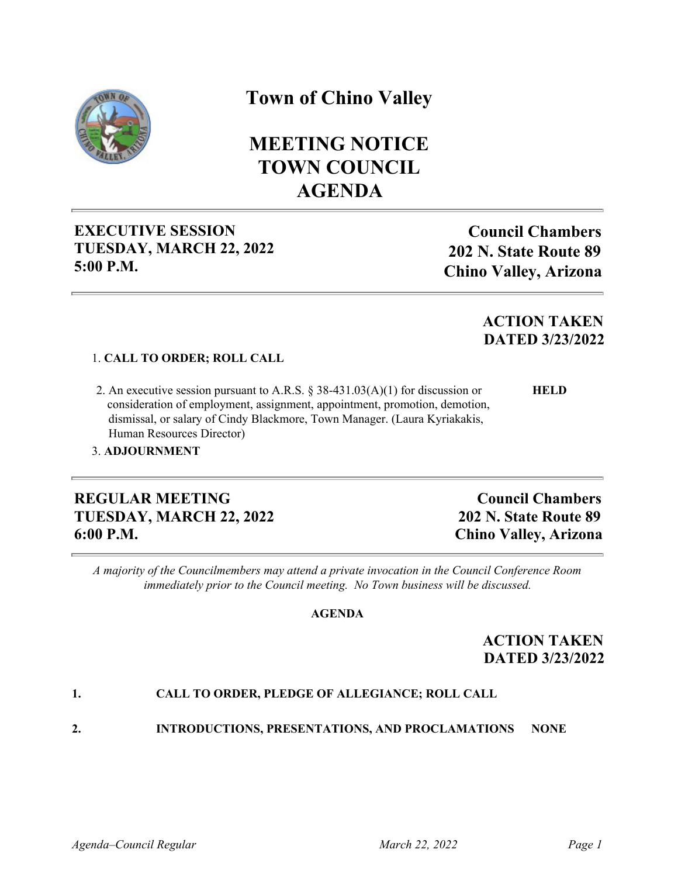# Town of Chino Valley

# MEETING NOTICE
# TOWN COUNCIL
# AGENDA

---

**EXECUTIVE SESSION**
**TUESDAY, MARCH 22, 2022**
**5:00 P.M.**

**Council Chambers**
**202 N. State Route 89**
**Chino Valley, Arizona**

---

**ACTION TAKEN**
**DATED 3/23/2022**

1. **CALL TO ORDER; ROLL CALL**

2. An executive session pursuant to A.R.S. § 38-431.03(A)(1) for discussion or consideration of employment, assignment, appointment, promotion, demotion, dismissal, or salary of Cindy Blackmore, Town Manager. (Laura Kyriakakis, Human Resources Director) — **HELD**

3. **ADJOURNMENT**

---

**REGULAR MEETING**
**TUESDAY, MARCH 22, 2022**
**6:00 P.M.**

**Council Chambers**
**202 N. State Route 89**
**Chino Valley, Arizona**

---

*A majority of the Councilmembers may attend a private invocation in the Council Conference Room immediately prior to the Council meeting. No Town business will be discussed.*

**AGENDA**

**ACTION TAKEN**
**DATED 3/23/2022**

**1.** **CALL TO ORDER, PLEDGE OF ALLEGIANCE; ROLL CALL**

**2.** **INTRODUCTIONS, PRESENTATIONS, AND PROCLAMATIONS** — **NONE**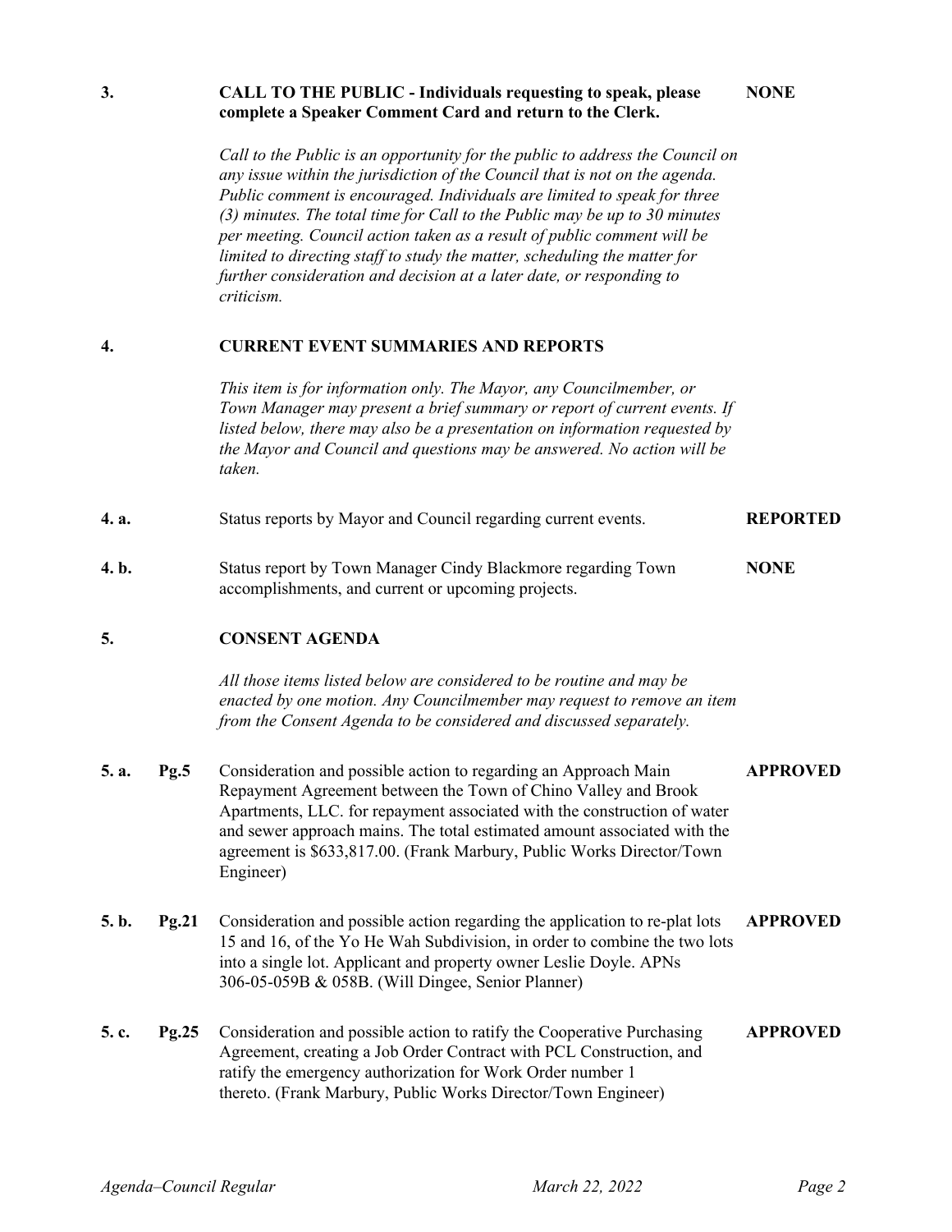**3.** **CALL TO THE PUBLIC - Individuals requesting to speak, please complete a Speaker Comment Card and return to the Clerk.** **NONE**

*Call to the Public is an opportunity for the public to address the Council on any issue within the jurisdiction of the Council that is not on the agenda. Public comment is encouraged. Individuals are limited to speak for three (3) minutes. The total time for Call to the Public may be up to 30 minutes per meeting. Council action taken as a result of public comment will be limited to directing staff to study the matter, scheduling the matter for further consideration and decision at a later date, or responding to criticism.*

**4.** **CURRENT EVENT SUMMARIES AND REPORTS**

*This item is for information only. The Mayor, any Councilmember, or Town Manager may present a brief summary or report of current events. If listed below, there may also be a presentation on information requested by the Mayor and Council and questions may be answered. No action will be taken.*

**4. a.** Status reports by Mayor and Council regarding current events. **REPORTED**

**4. b.** Status report by Town Manager Cindy Blackmore regarding Town accomplishments, and current or upcoming projects. **NONE**

**5.** **CONSENT AGENDA**

*All those items listed below are considered to be routine and may be enacted by one motion. Any Councilmember may request to remove an item from the Consent Agenda to be considered and discussed separately.*

**5. a.** **Pg.5** Consideration and possible action to regarding an Approach Main Repayment Agreement between the Town of Chino Valley and Brook Apartments, LLC. for repayment associated with the construction of water and sewer approach mains. The total estimated amount associated with the agreement is $633,817.00. (Frank Marbury, Public Works Director/Town Engineer) **APPROVED**

**5. b.** **Pg.21** Consideration and possible action regarding the application to re-plat lots 15 and 16, of the Yo He Wah Subdivision, in order to combine the two lots into a single lot. Applicant and property owner Leslie Doyle. APNs 306-05-059B & 058B. (Will Dingee, Senior Planner) **APPROVED**

**5. c.** **Pg.25** Consideration and possible action to ratify the Cooperative Purchasing Agreement, creating a Job Order Contract with PCL Construction, and ratify the emergency authorization for Work Order number 1 thereto. (Frank Marbury, Public Works Director/Town Engineer) **APPROVED**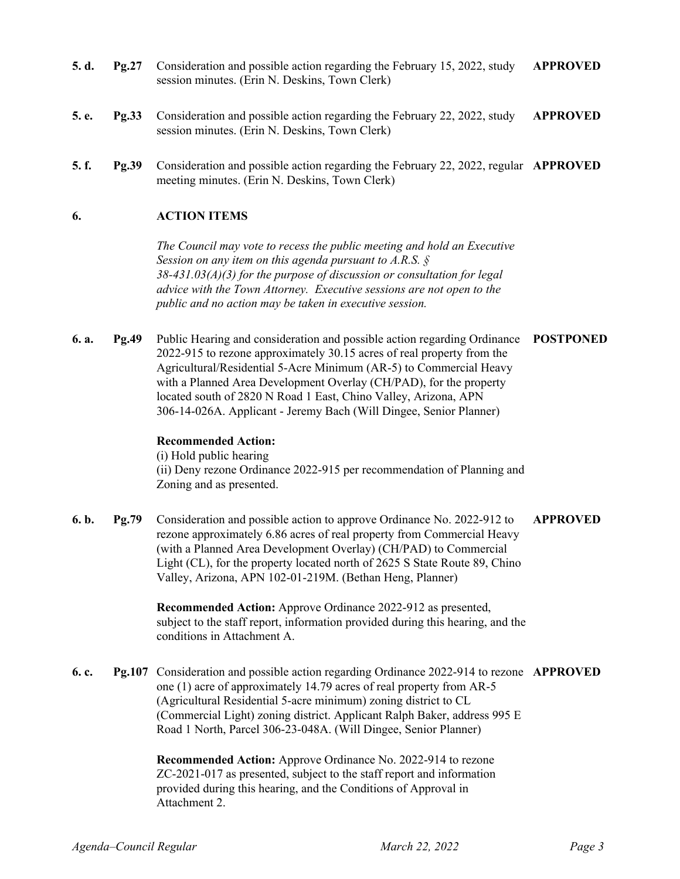**5. d.** **Pg.27** Consideration and possible action regarding the February 15, 2022, study session minutes. (Erin N. Deskins, Town Clerk) **APPROVED**

**5. e.** **Pg.33** Consideration and possible action regarding the February 22, 2022, study session minutes. (Erin N. Deskins, Town Clerk) **APPROVED**

**5. f.** **Pg.39** Consideration and possible action regarding the February 22, 2022, regular meeting minutes. (Erin N. Deskins, Town Clerk) **APPROVED**

## 6. ACTION ITEMS

*The Council may vote to recess the public meeting and hold an Executive Session on any item on this agenda pursuant to A.R.S. § 38-431.03(A)(3) for the purpose of discussion or consultation for legal advice with the Town Attorney. Executive sessions are not open to the public and no action may be taken in executive session.*

**6. a.** **Pg.49** Public Hearing and consideration and possible action regarding Ordinance 2022-915 to rezone approximately 30.15 acres of real property from the Agricultural/Residential 5-Acre Minimum (AR-5) to Commercial Heavy with a Planned Area Development Overlay (CH/PAD), for the property located south of 2820 N Road 1 East, Chino Valley, Arizona, APN 306-14-026A. Applicant - Jeremy Bach (Will Dingee, Senior Planner) **POSTPONED**

**Recommended Action:**
(i) Hold public hearing
(ii) Deny rezone Ordinance 2022-915 per recommendation of Planning and Zoning and as presented.

**6. b.** **Pg.79** Consideration and possible action to approve Ordinance No. 2022-912 to rezone approximately 6.86 acres of real property from Commercial Heavy (with a Planned Area Development Overlay) (CH/PAD) to Commercial Light (CL), for the property located north of 2625 S State Route 89, Chino Valley, Arizona, APN 102-01-219M. (Bethan Heng, Planner) **APPROVED**

**Recommended Action:** Approve Ordinance 2022-912 as presented, subject to the staff report, information provided during this hearing, and the conditions in Attachment A.

**6. c.** **Pg.107** Consideration and possible action regarding Ordinance 2022-914 to rezone one (1) acre of approximately 14.79 acres of real property from AR-5 (Agricultural Residential 5-acre minimum) zoning district to CL (Commercial Light) zoning district. Applicant Ralph Baker, address 995 E Road 1 North, Parcel 306-23-048A. (Will Dingee, Senior Planner) **APPROVED**

**Recommended Action:** Approve Ordinance No. 2022-914 to rezone ZC-2021-017 as presented, subject to the staff report and information provided during this hearing, and the Conditions of Approval in Attachment 2.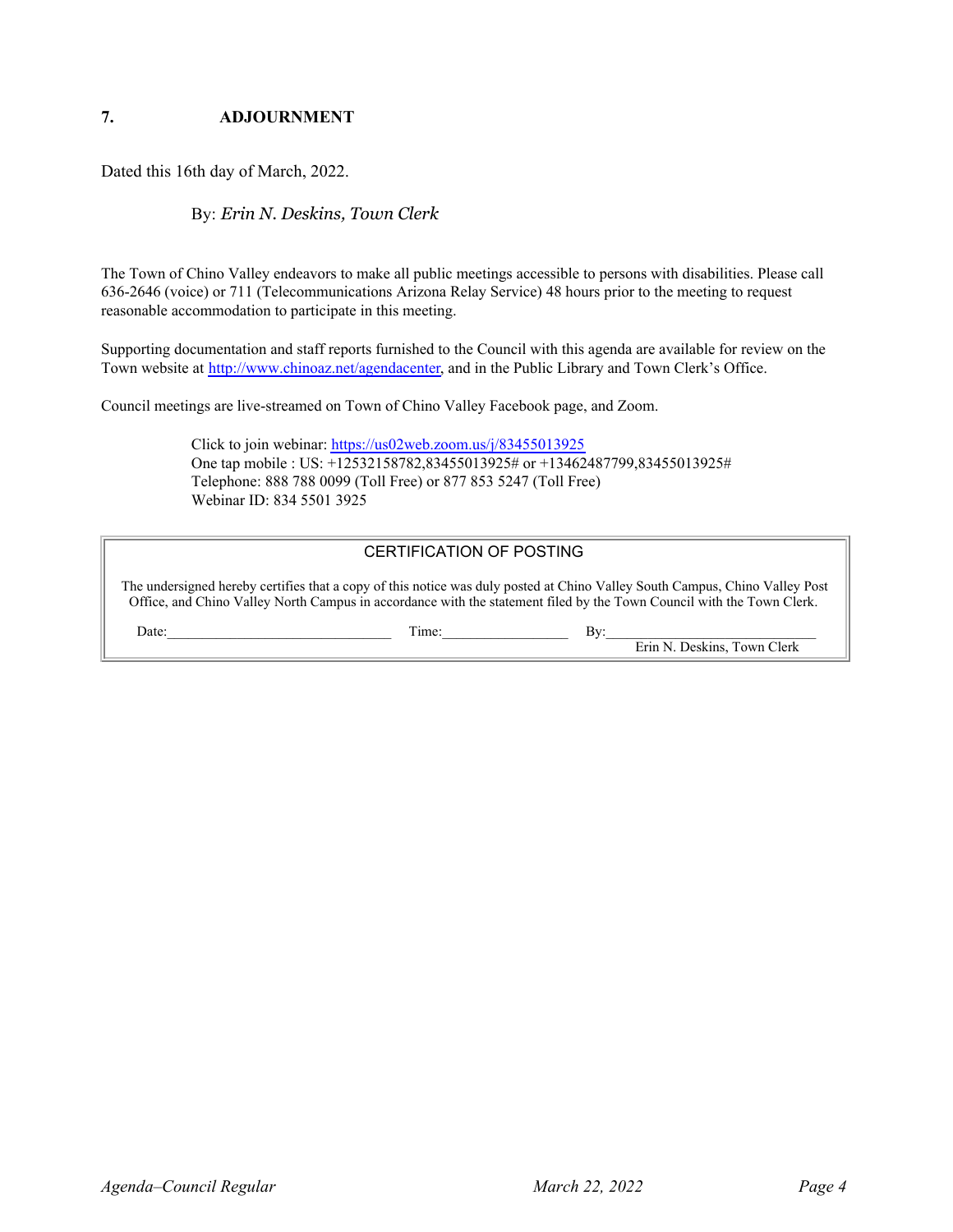## 7. ADJOURNMENT

Dated this 16th day of March, 2022.

By: *Erin N. Deskins, Town Clerk*

The Town of Chino Valley endeavors to make all public meetings accessible to persons with disabilities. Please call 636-2646 (voice) or 711 (Telecommunications Arizona Relay Service) 48 hours prior to the meeting to request reasonable accommodation to participate in this meeting.

Supporting documentation and staff reports furnished to the Council with this agenda are available for review on the Town website at http://www.chinoaz.net/agendacenter, and in the Public Library and Town Clerk's Office.

Council meetings are live-streamed on Town of Chino Valley Facebook page, and Zoom.

Click to join webinar: https://us02web.zoom.us/j/83455013925
One tap mobile : US: +12532158782,83455013925# or +13462487799,83455013925#
Telephone: 888 788 0099 (Toll Free) or 877 853 5247 (Toll Free)
Webinar ID: 834 5501 3925

### CERTIFICATION OF POSTING

The undersigned hereby certifies that a copy of this notice was duly posted at Chino Valley South Campus, Chino Valley Post Office, and Chino Valley North Campus in accordance with the statement filed by the Town Council with the Town Clerk.

Date:______________________________ Time:_________________ By:_____________________________

Erin N. Deskins, Town Clerk